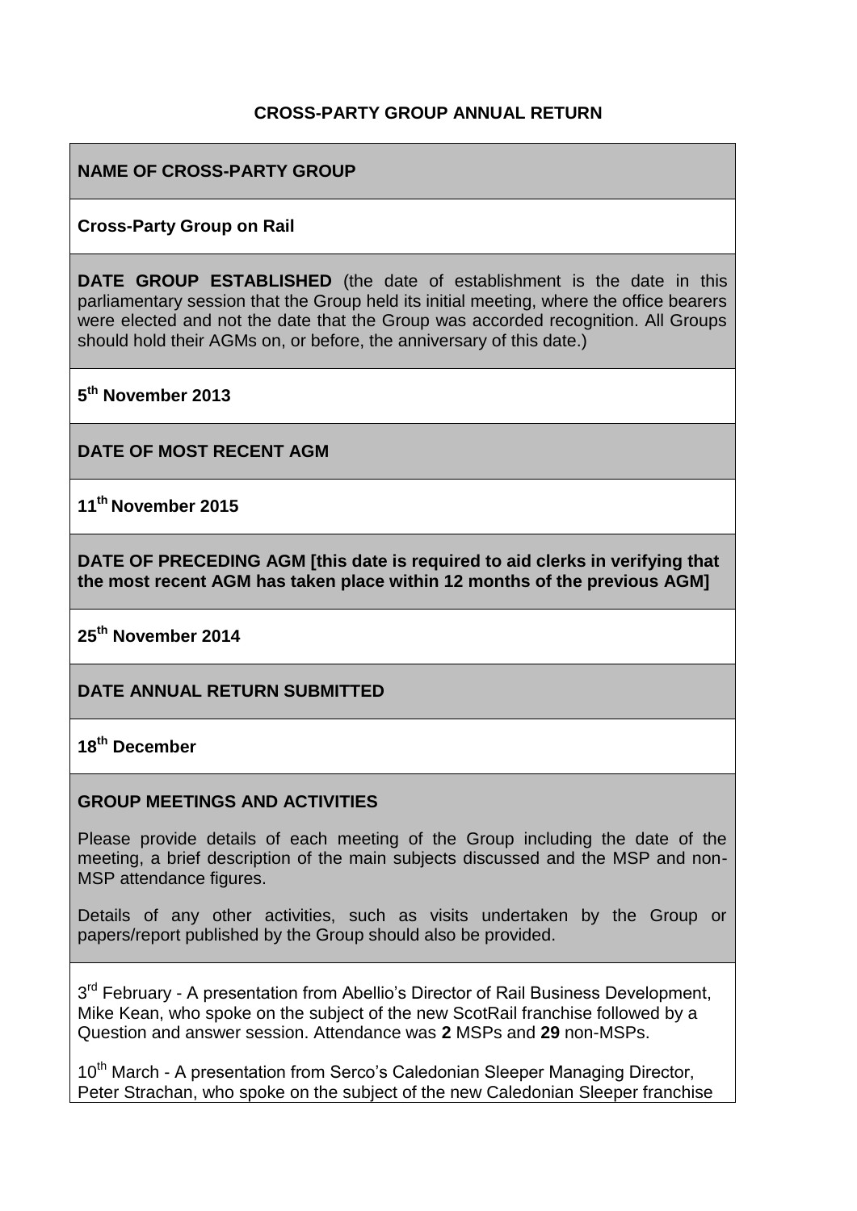# CROSS-PARTY GROUP ANNUAL RETURN

**NAME OF CROSS-PARTY GROUP**

**Cross-Party Group on Rail**

**DATE GROUP ESTABLISHED** (the date of establishment is the date in this parliamentary session that the Group held its initial meeting, where the office bearers were elected and not the date that the Group was accorded recognition. All Groups should hold their AGMs on, or before, the anniversary of this date.)

**5th November 2013**

**DATE OF MOST RECENT AGM**

**11th November 2015**

**DATE OF PRECEDING AGM [this date is required to aid clerks in verifying that the most recent AGM has taken place within 12 months of the previous AGM]**

**25th November 2014**

**DATE ANNUAL RETURN SUBMITTED**

**18th December**

**GROUP MEETINGS AND ACTIVITIES**

Please provide details of each meeting of the Group including the date of the meeting, a brief description of the main subjects discussed and the MSP and non-MSP attendance figures.

Details of any other activities, such as visits undertaken by the Group or papers/report published by the Group should also be provided.

3rd February - A presentation from Abellio's Director of Rail Business Development, Mike Kean, who spoke on the subject of the new ScotRail franchise followed by a Question and answer session. Attendance was **2** MSPs and **29** non-MSPs.

10th March - A presentation from Serco's Caledonian Sleeper Managing Director, Peter Strachan, who spoke on the subject of the new Caledonian Sleeper franchise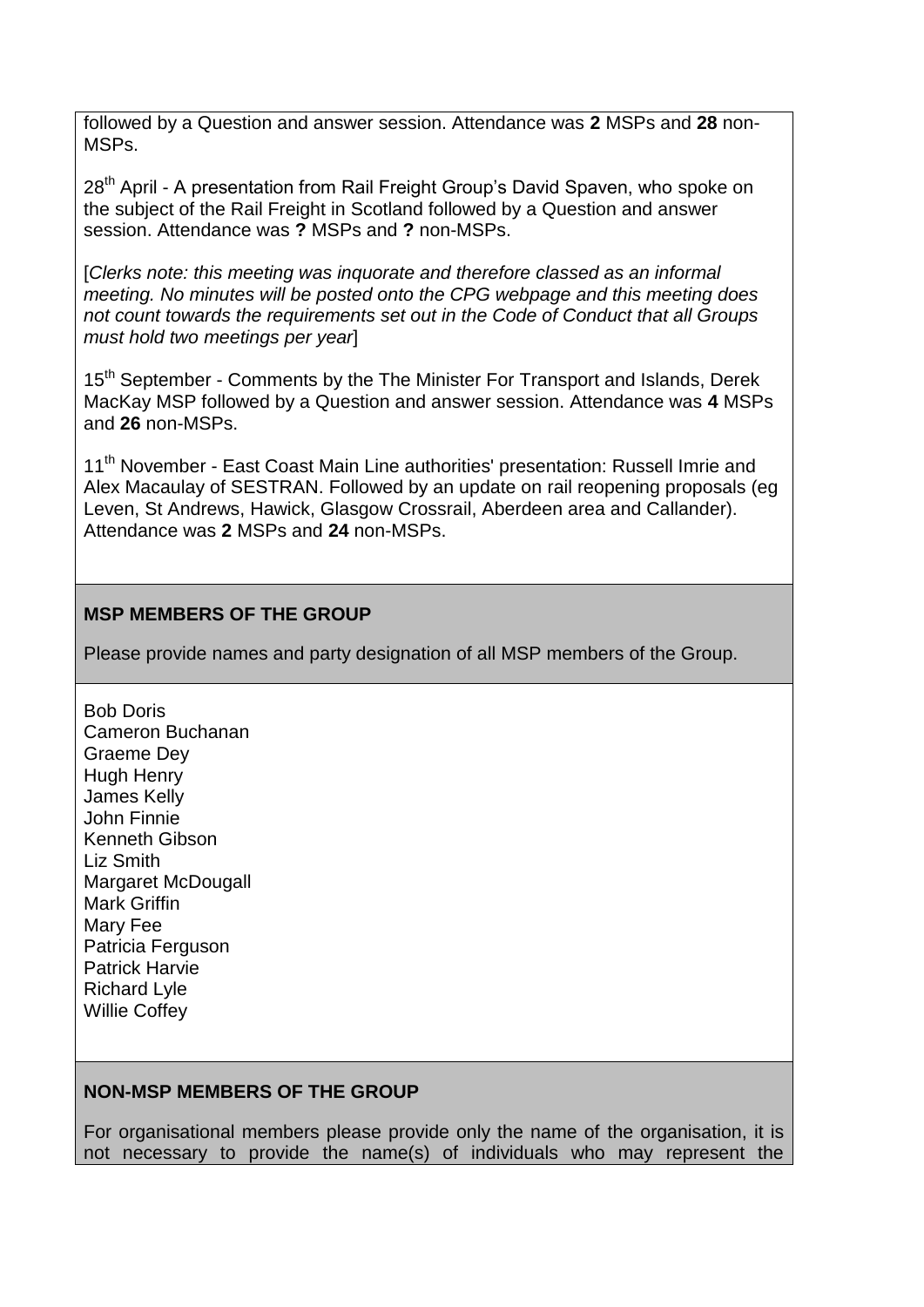followed by a Question and answer session. Attendance was **2** MSPs and **28** non-MSPs.

28th April - A presentation from Rail Freight Group's David Spaven, who spoke on the subject of the Rail Freight in Scotland followed by a Question and answer session. Attendance was **?** MSPs and **?** non-MSPs.

[*Clerks note: this meeting was inquorate and therefore classed as an informal meeting. No minutes will be posted onto the CPG webpage and this meeting does not count towards the requirements set out in the Code of Conduct that all Groups must hold two meetings per year*]

15th September - Comments by the The Minister For Transport and Islands, Derek MacKay MSP followed by a Question and answer session. Attendance was **4** MSPs and **26** non-MSPs.

11th November - East Coast Main Line authorities' presentation: Russell Imrie and Alex Macaulay of SESTRAN. Followed by an update on rail reopening proposals (eg Leven, St Andrews, Hawick, Glasgow Crossrail, Aberdeen area and Callander). Attendance was **2** MSPs and **24** non-MSPs.

**MSP MEMBERS OF THE GROUP**

Please provide names and party designation of all MSP members of the Group.

Bob Doris
Cameron Buchanan
Graeme Dey
Hugh Henry
James Kelly
John Finnie
Kenneth Gibson
Liz Smith
Margaret McDougall
Mark Griffin
Mary Fee
Patricia Ferguson
Patrick Harvie
Richard Lyle
Willie Coffey

**NON-MSP MEMBERS OF THE GROUP**

For organisational members please provide only the name of the organisation, it is not necessary to provide the name(s) of individuals who may represent the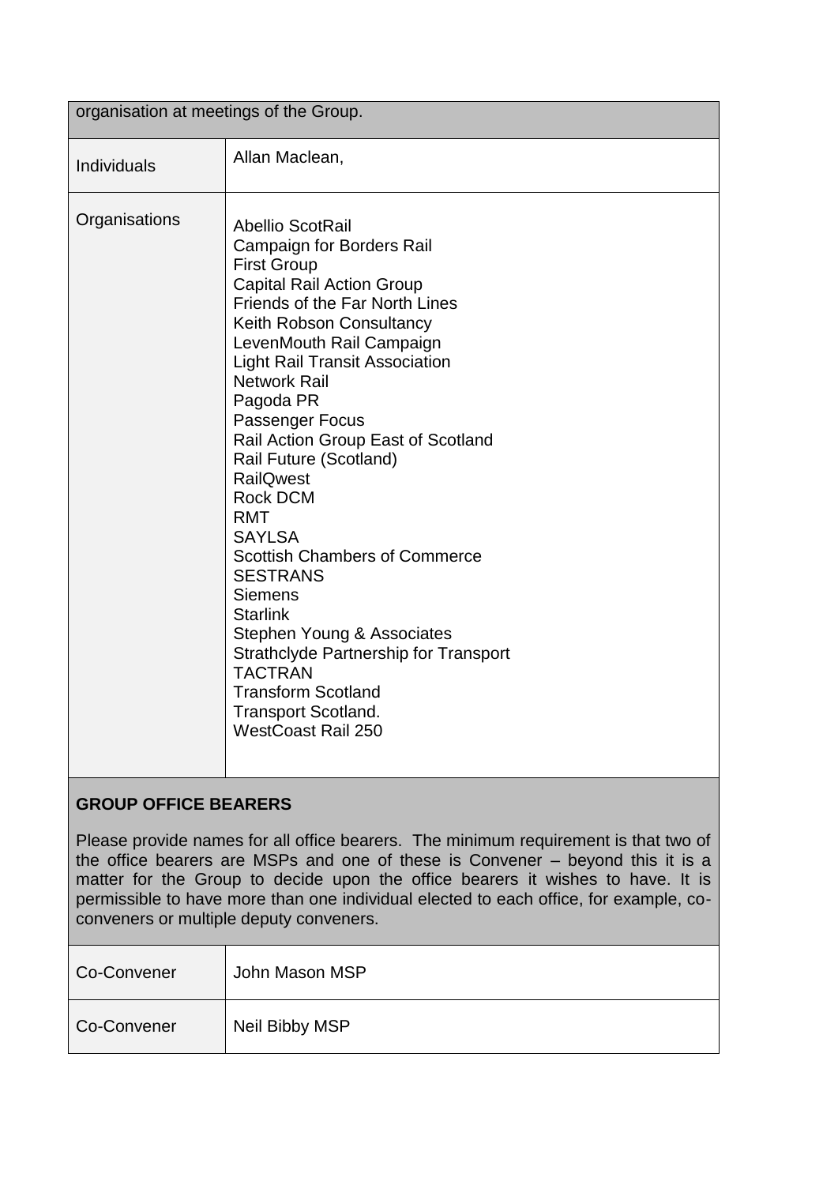| organisation at meetings of the Group. | |
|---|---|
| Individuals | Allan Maclean, |
| Organisations | Abellio ScotRail<br>Campaign for Borders Rail<br>First Group<br>Capital Rail Action Group<br>Friends of the Far North Lines<br>Keith Robson Consultancy<br>LevenMouth Rail Campaign<br>Light Rail Transit Association<br>Network Rail<br>Pagoda PR<br>Passenger Focus<br>Rail Action Group East of Scotland<br>Rail Future (Scotland)<br>RailQwest<br>Rock DCM<br>RMT<br>SAYLSA<br>Scottish Chambers of Commerce<br>SESTRANS<br>Siemens<br>Starlink<br>Stephen Young & Associates<br>Strathclyde Partnership for Transport<br>TACTRAN<br>Transform Scotland<br>Transport Scotland.<br>WestCoast Rail 250 |

**GROUP OFFICE BEARERS**

Please provide names for all office bearers. The minimum requirement is that two of the office bearers are MSPs and one of these is Convener – beyond this it is a matter for the Group to decide upon the office bearers it wishes to have. It is permissible to have more than one individual elected to each office, for example, co-conveners or multiple deputy conveners.

| | |
|---|---|
| Co-Convener | John Mason MSP |
| Co-Convener | Neil Bibby MSP |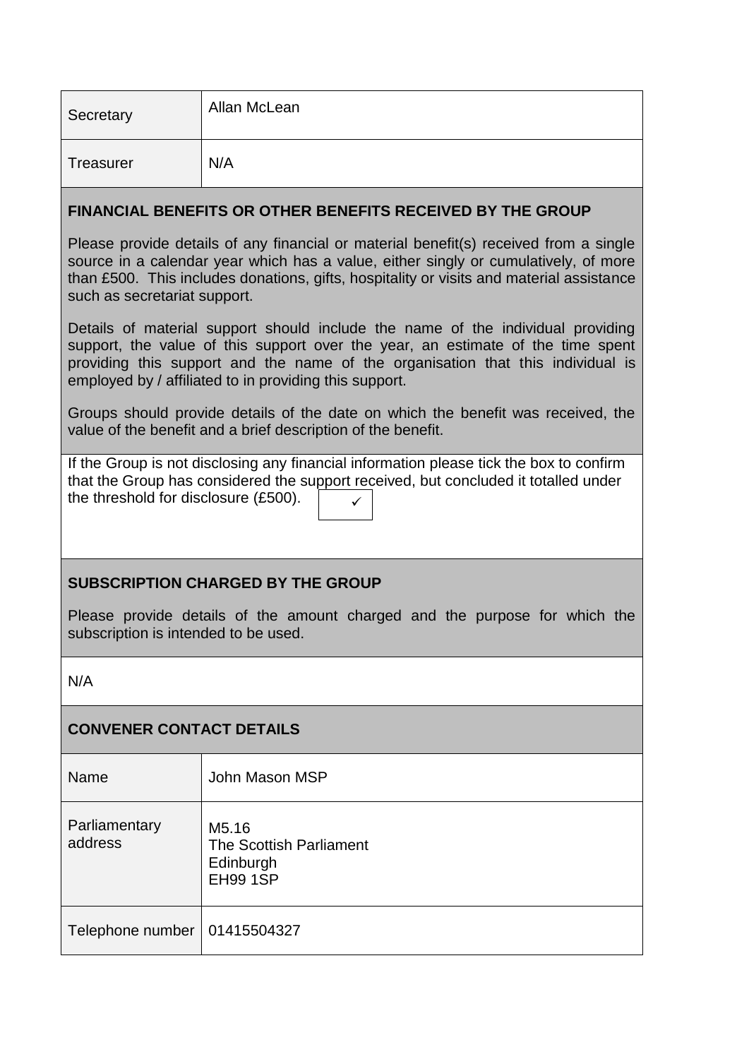| | |
|---|---|
| Secretary | Allan McLean |
| Treasurer | N/A |

**FINANCIAL BENEFITS OR OTHER BENEFITS RECEIVED BY THE GROUP**

Please provide details of any financial or material benefit(s) received from a single source in a calendar year which has a value, either singly or cumulatively, of more than £500. This includes donations, gifts, hospitality or visits and material assistance such as secretariat support.

Details of material support should include the name of the individual providing support, the value of this support over the year, an estimate of the time spent providing this support and the name of the organisation that this individual is employed by / affiliated to in providing this support.

Groups should provide details of the date on which the benefit was received, the value of the benefit and a brief description of the benefit.

If the Group is not disclosing any financial information please tick the box to confirm that the Group has considered the support received, but concluded it totalled under the threshold for disclosure (£500). ✓

**SUBSCRIPTION CHARGED BY THE GROUP**

Please provide details of the amount charged and the purpose for which the subscription is intended to be used.

N/A

**CONVENER CONTACT DETAILS**

| | |
|---|---|
| Name | John Mason MSP |
| Parliamentary address | M5.16<br>The Scottish Parliament<br>Edinburgh<br>EH99 1SP |
| Telephone number | 01415504327 |